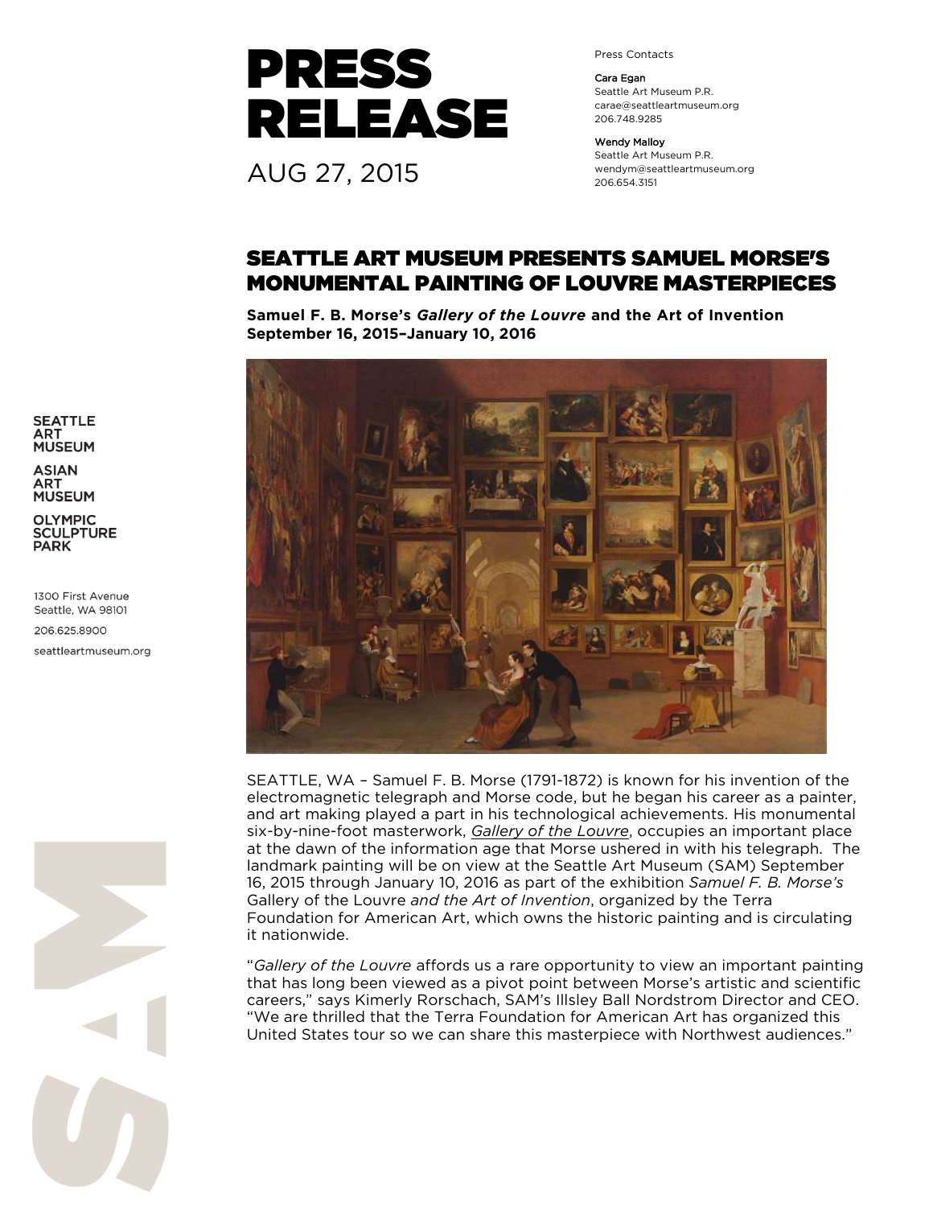# PRESS RELEASE

AUG 27, 2015

Press Contacts

**Cara Egan**
Seattle Art Museum P.R.
carae@seattleartmuseum.org
206.748.9285

**Wendy Malloy**
Seattle Art Museum P.R.
wendym@seattleartmuseum.org
206.654.3151

SEATTLE ART MUSEUM
ASIAN ART MUSEUM
OLYMPIC SCULPTURE PARK

1300 First Avenue
Seattle, WA 98101
206.625.8900
seattleartmuseum.org

## SEATTLE ART MUSEUM PRESENTS SAMUEL MORSE'S MONUMENTAL PAINTING OF LOUVRE MASTERPIECES

**Samuel F. B. Morse's *Gallery of the Louvre* and the Art of Invention**
**September 16, 2015–January 10, 2016**

SEATTLE, WA – Samuel F. B. Morse (1791-1872) is known for his invention of the electromagnetic telegraph and Morse code, but he began his career as a painter, and art making played a part in his technological achievements. His monumental six-by-nine-foot masterwork, *Gallery of the Louvre*, occupies an important place at the dawn of the information age that Morse ushered in with his telegraph. The landmark painting will be on view at the Seattle Art Museum (SAM) September 16, 2015 through January 10, 2016 as part of the exhibition *Samuel F. B. Morse's* Gallery of the Louvre *and the Art of Invention*, organized by the Terra Foundation for American Art, which owns the historic painting and is circulating it nationwide.

"*Gallery of the Louvre* affords us a rare opportunity to view an important painting that has long been viewed as a pivot point between Morse's artistic and scientific careers," says Kimerly Rorschach, SAM's Illsley Ball Nordstrom Director and CEO. "We are thrilled that the Terra Foundation for American Art has organized this United States tour so we can share this masterpiece with Northwest audiences."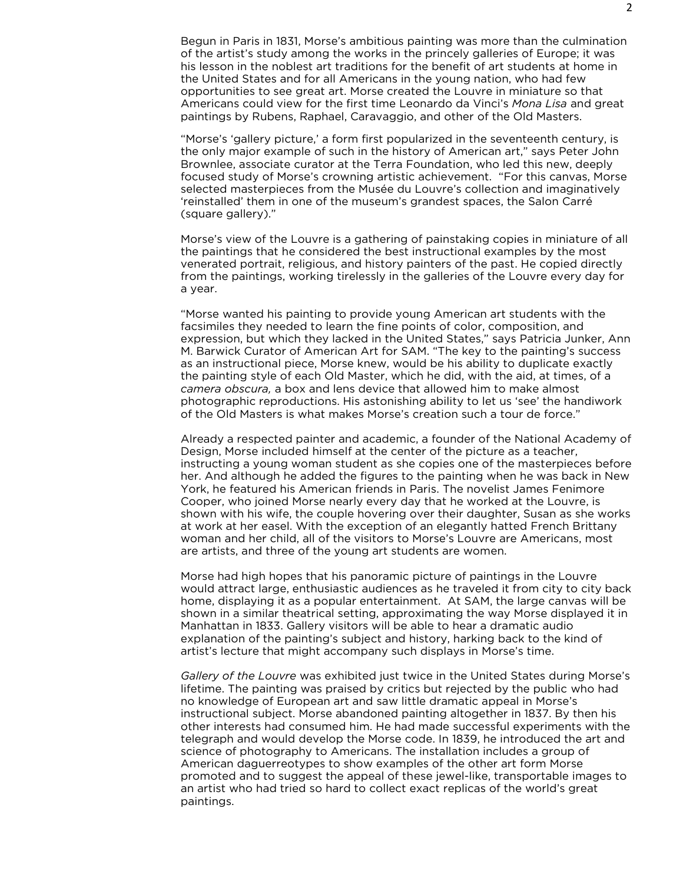Begun in Paris in 1831, Morse's ambitious painting was more than the culmination of the artist's study among the works in the princely galleries of Europe; it was his lesson in the noblest art traditions for the benefit of art students at home in the United States and for all Americans in the young nation, who had few opportunities to see great art. Morse created the Louvre in miniature so that Americans could view for the first time Leonardo da Vinci's *Mona Lisa* and great paintings by Rubens, Raphael, Caravaggio, and other of the Old Masters.

"Morse's 'gallery picture,' a form first popularized in the seventeenth century, is the only major example of such in the history of American art," says Peter John Brownlee, associate curator at the Terra Foundation, who led this new, deeply focused study of Morse's crowning artistic achievement. "For this canvas, Morse selected masterpieces from the Musée du Louvre's collection and imaginatively 'reinstalled' them in one of the museum's grandest spaces, the Salon Carré (square gallery)."

Morse's view of the Louvre is a gathering of painstaking copies in miniature of all the paintings that he considered the best instructional examples by the most venerated portrait, religious, and history painters of the past. He copied directly from the paintings, working tirelessly in the galleries of the Louvre every day for a year.

"Morse wanted his painting to provide young American art students with the facsimiles they needed to learn the fine points of color, composition, and expression, but which they lacked in the United States," says Patricia Junker, Ann M. Barwick Curator of American Art for SAM. "The key to the painting's success as an instructional piece, Morse knew, would be his ability to duplicate exactly the painting style of each Old Master, which he did, with the aid, at times, of a *camera obscura,* a box and lens device that allowed him to make almost photographic reproductions. His astonishing ability to let us 'see' the handiwork of the Old Masters is what makes Morse's creation such a tour de force."

Already a respected painter and academic, a founder of the National Academy of Design, Morse included himself at the center of the picture as a teacher, instructing a young woman student as she copies one of the masterpieces before her. And although he added the figures to the painting when he was back in New York, he featured his American friends in Paris. The novelist James Fenimore Cooper, who joined Morse nearly every day that he worked at the Louvre, is shown with his wife, the couple hovering over their daughter, Susan as she works at work at her easel. With the exception of an elegantly hatted French Brittany woman and her child, all of the visitors to Morse's Louvre are Americans, most are artists, and three of the young art students are women.

Morse had high hopes that his panoramic picture of paintings in the Louvre would attract large, enthusiastic audiences as he traveled it from city to city back home, displaying it as a popular entertainment. At SAM, the large canvas will be shown in a similar theatrical setting, approximating the way Morse displayed it in Manhattan in 1833. Gallery visitors will be able to hear a dramatic audio explanation of the painting's subject and history, harking back to the kind of artist's lecture that might accompany such displays in Morse's time.

*Gallery of the Louvre* was exhibited just twice in the United States during Morse's lifetime. The painting was praised by critics but rejected by the public who had no knowledge of European art and saw little dramatic appeal in Morse's instructional subject. Morse abandoned painting altogether in 1837. By then his other interests had consumed him. He had made successful experiments with the telegraph and would develop the Morse code. In 1839, he introduced the art and science of photography to Americans. The installation includes a group of American daguerreotypes to show examples of the other art form Morse promoted and to suggest the appeal of these jewel-like, transportable images to an artist who had tried so hard to collect exact replicas of the world's great paintings.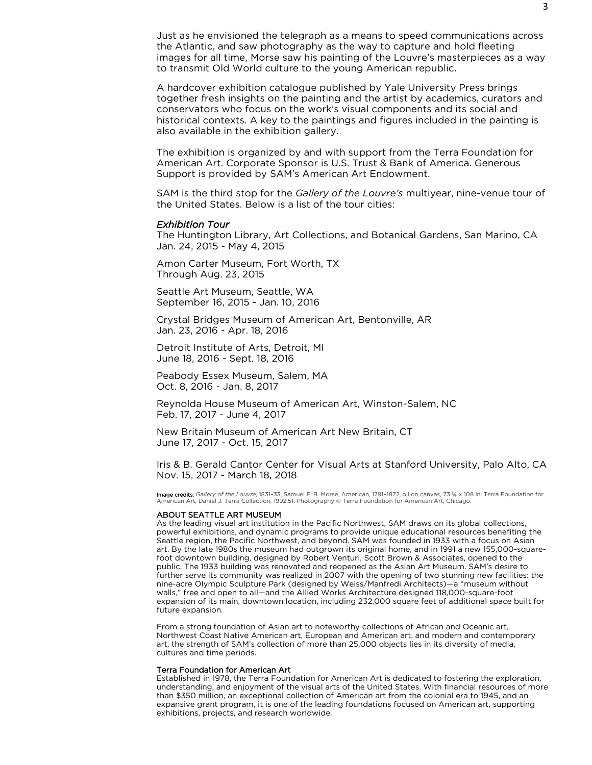Just as he envisioned the telegraph as a means to speed communications across the Atlantic, and saw photography as the way to capture and hold fleeting images for all time, Morse saw his painting of the Louvre's masterpieces as a way to transmit Old World culture to the young American republic.

A hardcover exhibition catalogue published by Yale University Press brings together fresh insights on the painting and the artist by academics, curators and conservators who focus on the work's visual components and its social and historical contexts. A key to the paintings and figures included in the painting is also available in the exhibition gallery.

The exhibition is organized by and with support from the Terra Foundation for American Art. Corporate Sponsor is U.S. Trust & Bank of America. Generous Support is provided by SAM's American Art Endowment.

SAM is the third stop for the *Gallery of the Louvre's* multiyear, nine-venue tour of the United States. Below is a list of the tour cities:

*Exhibition Tour*

The Huntington Library, Art Collections, and Botanical Gardens, San Marino, CA
Jan. 24, 2015 - May 4, 2015

Amon Carter Museum, Fort Worth, TX
Through Aug. 23, 2015

Seattle Art Museum, Seattle, WA
September 16, 2015 - Jan. 10, 2016

Crystal Bridges Museum of American Art, Bentonville, AR
Jan. 23, 2016 - Apr. 18, 2016

Detroit Institute of Arts, Detroit, MI
June 18, 2016 - Sept. 18, 2016

Peabody Essex Museum, Salem, MA
Oct. 8, 2016 - Jan. 8, 2017

Reynolda House Museum of American Art, Winston-Salem, NC
Feb. 17, 2017 - June 4, 2017

New Britain Museum of American Art New Britain, CT
June 17, 2017 - Oct. 15, 2017

Iris & B. Gerald Cantor Center for Visual Arts at Stanford University, Palo Alto, CA
Nov. 15, 2017 - March 18, 2018

**Image credits:** *Gallery of the Louvre*, 1831–33, Samuel F. B. Morse, American, 1791–1872, oil on canvas, 73 ¾ x 108 in. Terra Foundation for American Art, Daniel J. Terra Collection, 1992.51. Photography © Terra Foundation for American Art, Chicago.

### ABOUT SEATTLE ART MUSEUM

As the leading visual art institution in the Pacific Northwest, SAM draws on its global collections, powerful exhibitions, and dynamic programs to provide unique educational resources benefiting the Seattle region, the Pacific Northwest, and beyond. SAM was founded in 1933 with a focus on Asian art. By the late 1980s the museum had outgrown its original home, and in 1991 a new 155,000-square-foot downtown building, designed by Robert Venturi, Scott Brown & Associates, opened to the public. The 1933 building was renovated and reopened as the Asian Art Museum. SAM's desire to further serve its community was realized in 2007 with the opening of two stunning new facilities: the nine-acre Olympic Sculpture Park (designed by Weiss/Manfredi Architects)—a "museum without walls," free and open to all—and the Allied Works Architecture designed 118,000-square-foot expansion of its main, downtown location, including 232,000 square feet of additional space built for future expansion.

From a strong foundation of Asian art to noteworthy collections of African and Oceanic art, Northwest Coast Native American art, European and American art, and modern and contemporary art, the strength of SAM's collection of more than 25,000 objects lies in its diversity of media, cultures and time periods.

### Terra Foundation for American Art

Established in 1978, the Terra Foundation for American Art is dedicated to fostering the exploration, understanding, and enjoyment of the visual arts of the United States. With financial resources of more than $350 million, an exceptional collection of American art from the colonial era to 1945, and an expansive grant program, it is one of the leading foundations focused on American art, supporting exhibitions, projects, and research worldwide.